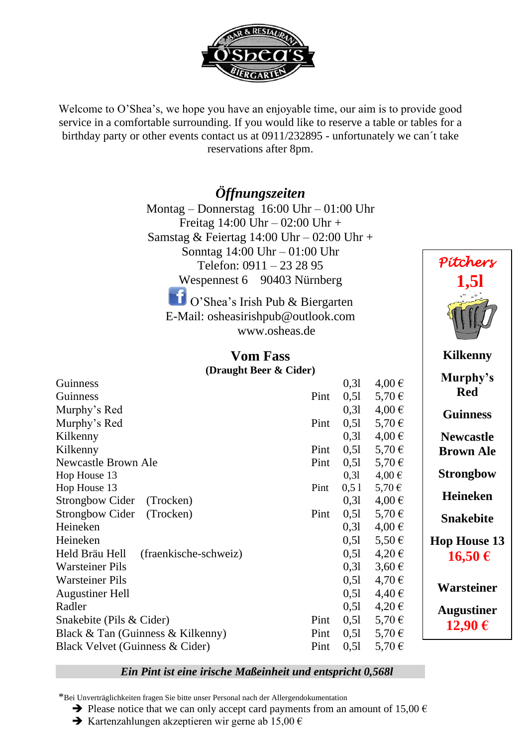BAR & RESTAURANT
O'Shea's
BIERGARTEN

Welcome to O'Shea's, we hope you have an enjoyable time, our aim is to provide good service in a comfortable surrounding. If you would like to reserve a table or tables for a birthday party or other events contact us at 0911/232895 - unfortunately we can´t take reservations after 8pm.

## *Öffnungszeiten*

Montag – Donnerstag 16:00 Uhr – 01:00 Uhr
Freitag 14:00 Uhr – 02:00 Uhr +
Samstag & Feiertag 14:00 Uhr – 02:00 Uhr +
Sonntag 14:00 Uhr – 01:00 Uhr
Telefon: 0911 – 23 28 95
Wespennest 6 90403 Nürnberg
O'Shea's Irish Pub & Biergarten
E-Mail: osheasirishpub@outlook.com
www.osheas.de

## Vom Fass

**(Draught Beer & Cider)**

| | | | |
|---|---|---|---|
| Guinness | | 0,3l | 4,00 € |
| Guinness | Pint | 0,5l | 5,70 € |
| Murphy's Red | | 0,3l | 4,00 € |
| Murphy's Red | Pint | 0,5l | 5,70 € |
| Kilkenny | | 0,3l | 4,00 € |
| Kilkenny | Pint | 0,5l | 5,70 € |
| Newcastle Brown Ale | Pint | 0,5l | 5,70 € |
| Hop House 13 | | 0,3l | 4,00 € |
| Hop House 13 | Pint | 0,5 l | 5,70 € |
| Strongbow Cider (Trocken) | | 0,3l | 4,00 € |
| Strongbow Cider (Trocken) | Pint | 0,5l | 5,70 € |
| Heineken | | 0,3l | 4,00 € |
| Heineken | | 0,5l | 5,50 € |
| Held Bräu Hell (fraenkische-schweiz) | | 0,5l | 4,20 € |
| Warsteiner Pils | | 0,3l | 3,60 € |
| Warsteiner Pils | | 0,5l | 4,70 € |
| Augustiner Hell | | 0,5l | 4,40 € |
| Radler | | 0,5l | 4,20 € |
| Snakebite (Pils & Cider) | Pint | 0,5l | 5,70 € |
| Black & Tan (Guinness & Kilkenny) | Pint | 0,5l | 5,70 € |
| Black Velvet (Guinness & Cider) | Pint | 0,5l | 5,70 € |

### *Pitchers*

**1,5l**

**Kilkenny**

**Murphy's Red**

**Guinness**

**Newcastle Brown Ale**

**Strongbow**

**Heineken**

**Snakebite**

**Hop House 13**

**16,50 €**

**Warsteiner**

**Augustiner**

**12,90 €**

***Ein Pint ist eine irische Maßeinheit und entspricht 0,568l***

*Bei Unverträglichkeiten fragen Sie bitte unser Personal nach der Allergendokumentation

- ➔ Please notice that we can only accept card payments from an amount of 15,00 €
- ➔ Kartenzahlungen akzeptieren wir gerne ab 15,00 €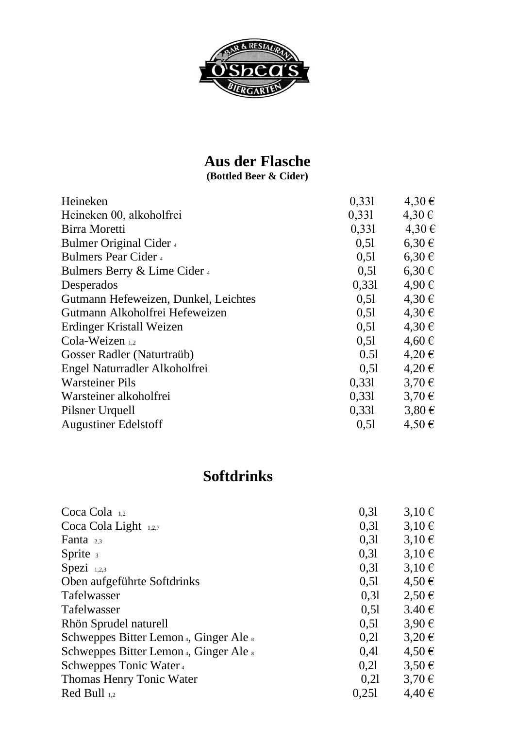## Aus der Flasche

**(Bottled Beer & Cider)**

| | | |
|---|---|---|
| Heineken | 0,33l | 4,30 € |
| Heineken 00, alkoholfrei | 0,33l | 4,30 € |
| Birra Moretti | 0,33l | 4,30 € |
| Bulmer Original Cider [4] | 0,5l | 6,30 € |
| Bulmers Pear Cider [4] | 0,5l | 6,30 € |
| Bulmers Berry & Lime Cider [4] | 0,5l | 6,30 € |
| Desperados | 0,33l | 4,90 € |
| Gutmann Hefeweizen, Dunkel, Leichtes | 0,5l | 4,30 € |
| Gutmann Alkoholfrei Hefeweizen | 0,5l | 4,30 € |
| Erdinger Kristall Weizen | 0,5l | 4,30 € |
| Cola-Weizen [1,2] | 0,5l | 4,60 € |
| Gosser Radler (Naturtraüb) | 0.5l | 4,20 € |
| Engel Naturradler Alkoholfrei | 0,5l | 4,20 € |
| Warsteiner Pils | 0,33l | 3,70 € |
| Warsteiner alkoholfrei | 0,33l | 3,70 € |
| Pilsner Urquell | 0,33l | 3,80 € |
| Augustiner Edelstoff | 0,5l | 4,50 € |

## Softdrinks

| | | |
|---|---|---|
| Coca Cola [1,2] | 0,3l | 3,10 € |
| Coca Cola Light [1,2,7] | 0,3l | 3,10 € |
| Fanta [2,3] | 0,3l | 3,10 € |
| Sprite [3] | 0,3l | 3,10 € |
| Spezi [1,2,3] | 0,3l | 3,10 € |
| Oben aufgeführte Softdrinks | 0,5l | 4,50 € |
| Tafelwasser | 0,3l | 2,50 € |
| Tafelwasser | 0,5l | 3.40 € |
| Rhön Sprudel naturell | 0,5l | 3,90 € |
| Schweppes Bitter Lemon [4], Ginger Ale [8] | 0,2l | 3,20 € |
| Schweppes Bitter Lemon [4], Ginger Ale [8] | 0,4l | 4,50 € |
| Schweppes Tonic Water [4] | 0,2l | 3,50 € |
| Thomas Henry Tonic Water | 0,2l | 3,70 € |
| Red Bull [1,2] | 0,25l | 4,40 € |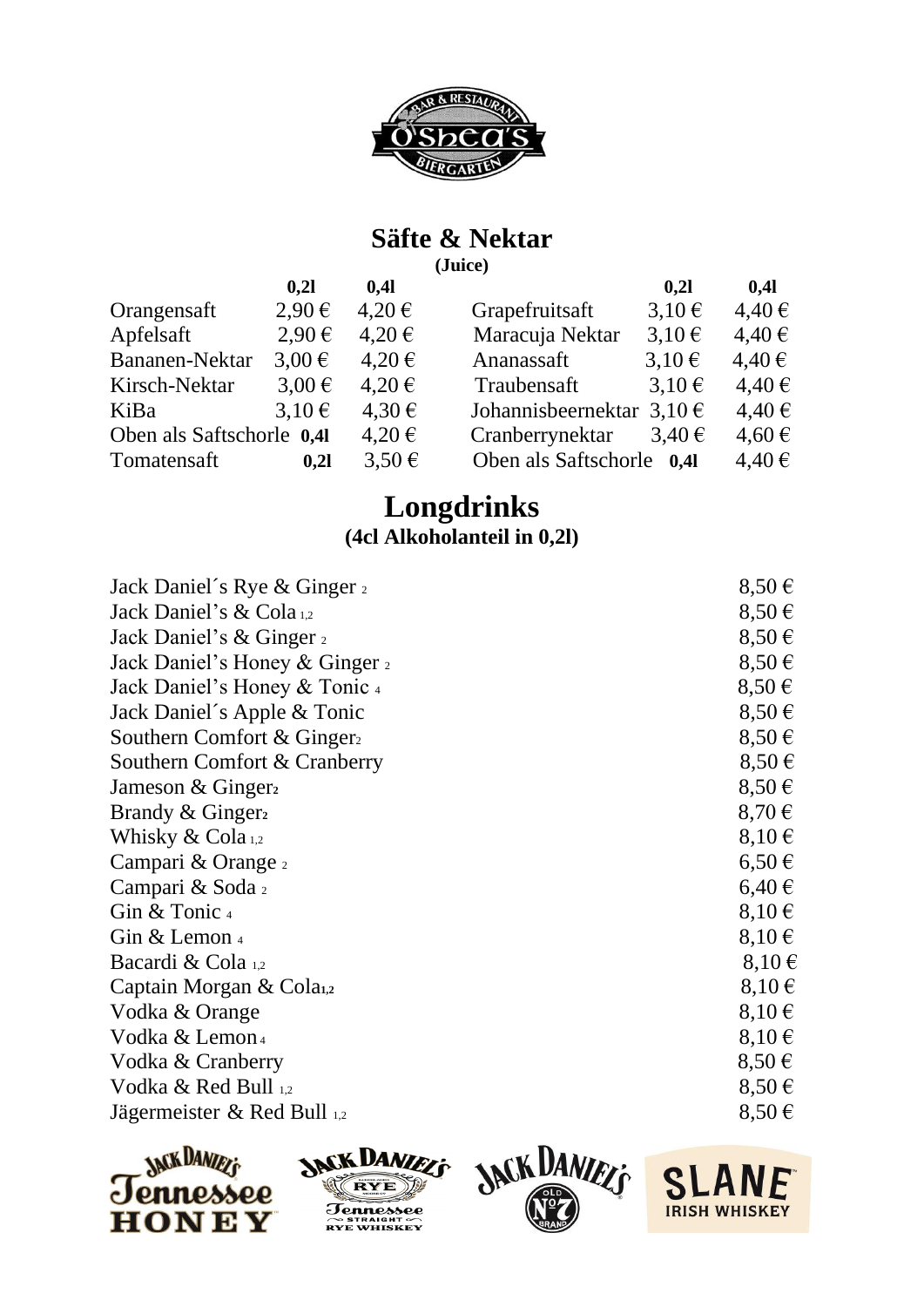## Säfte & Nektar

**(Juice)**

| | 0,2l | 0,4l | | 0,2l | 0,4l |
|---|---|---|---|---|---|
| Orangensaft | 2,90 € | 4,20 € | Grapefruitsaft | 3,10 € | 4,40 € |
| Apfelsaft | 2,90 € | 4,20 € | Maracuja Nektar | 3,10 € | 4,40 € |
| Bananen-Nektar | 3,00 € | 4,20 € | Ananassaft | 3,10 € | 4,40 € |
| Kirsch-Nektar | 3,00 € | 4,20 € | Traubensaft | 3,10 € | 4,40 € |
| KiBa | 3,10 € | 4,30 € | Johannisbeernektar | 3,10 € | 4,40 € |
| Oben als Saftschorle | **0,4l** | 4,20 € | Cranberrynektar | 3,40 € | 4,60 € |
| Tomatensaft | **0,2l** | 3,50 € | Oben als Saftschorle | **0,4l** | 4,40 € |

# Longdrinks

**(4cl Alkoholanteil in 0,2l)**

| | |
|---|---|
| Jack Daniel´s Rye & Ginger 2 | 8,50 € |
| Jack Daniel's & Cola 1,2 | 8,50 € |
| Jack Daniel's & Ginger 2 | 8,50 € |
| Jack Daniel's Honey & Ginger 2 | 8,50 € |
| Jack Daniel's Honey & Tonic 4 | 8,50 € |
| Jack Daniel´s Apple & Tonic | 8,50 € |
| Southern Comfort & Ginger2 | 8,50 € |
| Southern Comfort & Cranberry | 8,50 € |
| Jameson & Ginger2 | 8,50 € |
| Brandy & Ginger2 | 8,70 € |
| Whisky & Cola 1,2 | 8,10 € |
| Campari & Orange 2 | 6,50 € |
| Campari & Soda 2 | 6,40 € |
| Gin & Tonic 4 | 8,10 € |
| Gin & Lemon 4 | 8,10 € |
| Bacardi & Cola 1,2 | 8,10 € |
| Captain Morgan & Cola1,2 | 8,10 € |
| Vodka & Orange | 8,10 € |
| Vodka & Lemon 4 | 8,10 € |
| Vodka & Cranberry | 8,50 € |
| Vodka & Red Bull 1,2 | 8,50 € |
| Jägermeister & Red Bull 1,2 | 8,50 € |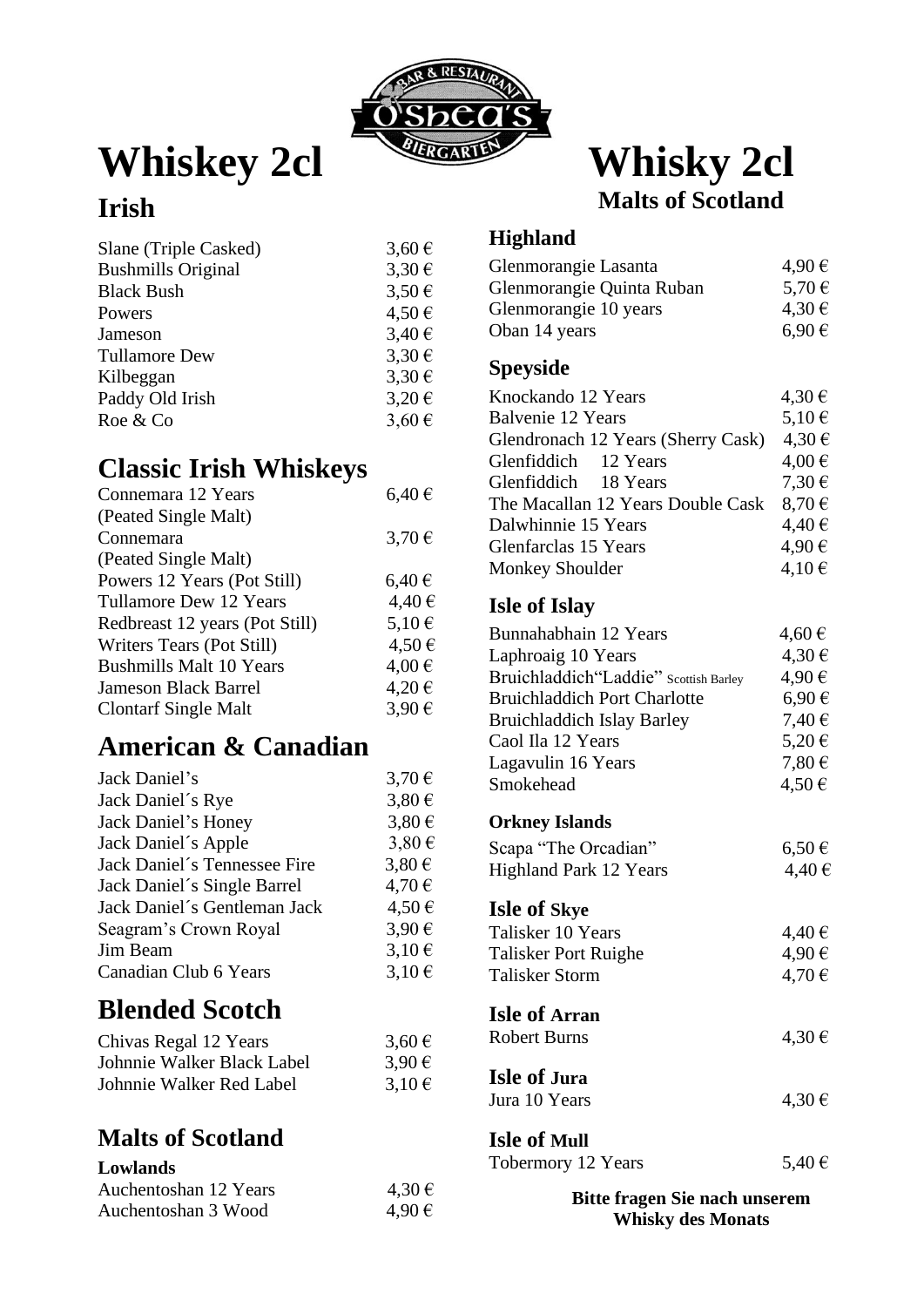# Whiskey 2cl

## Irish

| | |
|---|---|
| Slane (Triple Casked) | 3,60 € |
| Bushmills Original | 3,30 € |
| Black Bush | 3,50 € |
| Powers | 4,50 € |
| Jameson | 3,40 € |
| Tullamore Dew | 3,30 € |
| Kilbeggan | 3,30 € |
| Paddy Old Irish | 3,20 € |
| Roe & Co | 3,60 € |

## Classic Irish Whiskeys

| | |
|---|---|
| Connemara 12 Years (Peated Single Malt) | 6,40 € |
| Connemara (Peated Single Malt) | 3,70 € |
| Powers 12 Years (Pot Still) | 6,40 € |
| Tullamore Dew 12 Years | 4,40 € |
| Redbreast 12 years (Pot Still) | 5,10 € |
| Writers Tears (Pot Still) | 4,50 € |
| Bushmills Malt 10 Years | 4,00 € |
| Jameson Black Barrel | 4,20 € |
| Clontarf Single Malt | 3,90 € |

## American & Canadian

| | |
|---|---|
| Jack Daniel's | 3,70 € |
| Jack Daniel´s Rye | 3,80 € |
| Jack Daniel's Honey | 3,80 € |
| Jack Daniel´s Apple | 3,80 € |
| Jack Daniel´s Tennessee Fire | 3,80 € |
| Jack Daniel´s Single Barrel | 4,70 € |
| Jack Daniel´s Gentleman Jack | 4,50 € |
| Seagram's Crown Royal | 3,90 € |
| Jim Beam | 3,10 € |
| Canadian Club 6 Years | 3,10 € |

## Blended Scotch

| | |
|---|---|
| Chivas Regal 12 Years | 3,60 € |
| Johnnie Walker Black Label | 3,90 € |
| Johnnie Walker Red Label | 3,10 € |

## Malts of Scotland

### Lowlands

| | |
|---|---|
| Auchentoshan 12 Years | 4,30 € |
| Auchentoshan 3 Wood | 4,90 € |

# Whisky 2cl

## Malts of Scotland

### Highland

| | |
|---|---|
| Glenmorangie Lasanta | 4,90 € |
| Glenmorangie Quinta Ruban | 5,70 € |
| Glenmorangie 10 years | 4,30 € |
| Oban 14 years | 6,90 € |

### Speyside

| | |
|---|---|
| Knockando 12 Years | 4,30 € |
| Balvenie 12 Years | 5,10 € |
| Glendronach 12 Years (Sherry Cask) | 4,30 € |
| Glenfiddich 12 Years | 4,00 € |
| Glenfiddich 18 Years | 7,30 € |
| The Macallan 12 Years Double Cask | 8,70 € |
| Dalwhinnie 15 Years | 4,40 € |
| Glenfarclas 15 Years | 4,90 € |
| Monkey Shoulder | 4,10 € |

### Isle of Islay

| | |
|---|---|
| Bunnahabhain 12 Years | 4,60 € |
| Laphroaig 10 Years | 4,30 € |
| Bruichladdich"Laddie" Scottish Barley | 4,90 € |
| Bruichladdich Port Charlotte | 6,90 € |
| Bruichladdich Islay Barley | 7,40 € |
| Caol Ila 12 Years | 5,20 € |
| Lagavulin 16 Years | 7,80 € |
| Smokehead | 4,50 € |

### Orkney Islands

| | |
|---|---|
| Scapa "The Orcadian" | 6,50 € |
| Highland Park 12 Years | 4,40 € |

### Isle of Skye

| | |
|---|---|
| Talisker 10 Years | 4,40 € |
| Talisker Port Ruighe | 4,90 € |
| Talisker Storm | 4,70 € |

### Isle of Arran

| | |
|---|---|
| Robert Burns | 4,30 € |

### Isle of Jura

| | |
|---|---|
| Jura 10 Years | 4,30 € |

### Isle of Mull

| | |
|---|---|
| Tobermory 12 Years | 5,40 € |

**Bitte fragen Sie nach unserem Whisky des Monats**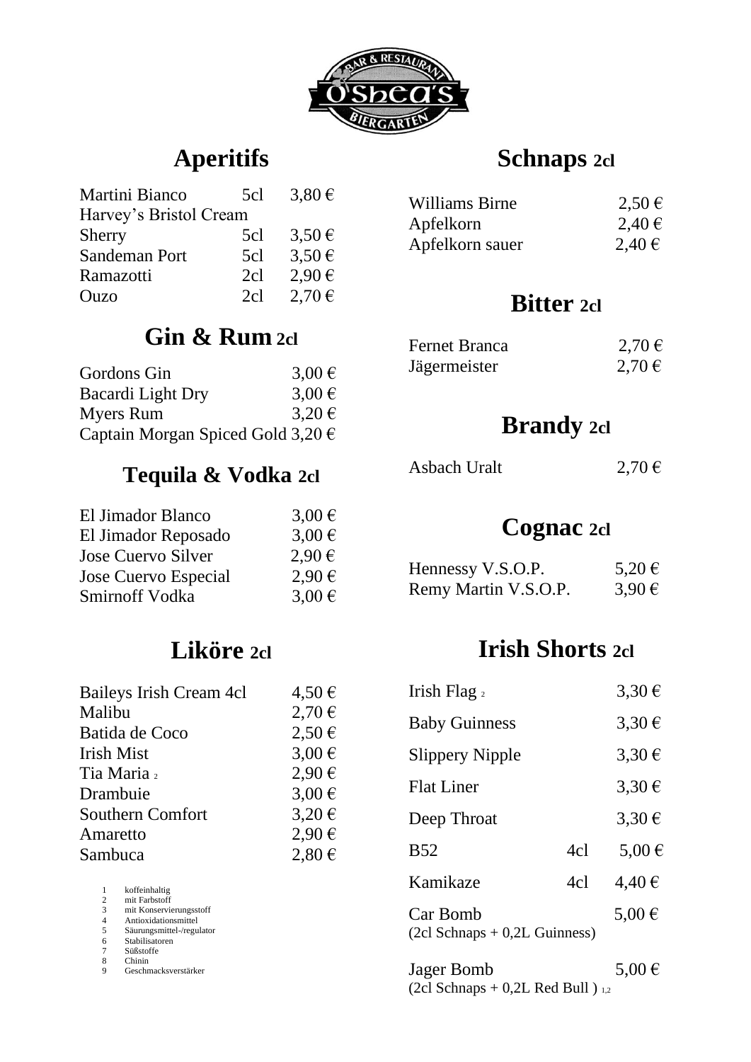# Aperitifs

| | | |
|---|---|---|
| Martini Bianco | 5cl | 3,80 € |
| Harvey's Bristol Cream Sherry | 5cl | 3,50 € |
| Sandeman Port | 5cl | 3,50 € |
| Ramazotti | 2cl | 2,90 € |
| Ouzo | 2cl | 2,70 € |

## Gin & Rum 2cl

| | |
|---|---|
| Gordons Gin | 3,00 € |
| Bacardi Light Dry | 3,00 € |
| Myers Rum | 3,20 € |
| Captain Morgan Spiced Gold | 3,20 € |

## Tequila & Vodka 2cl

| | |
|---|---|
| El Jimador Blanco | 3,00 € |
| El Jimador Reposado | 3,00 € |
| Jose Cuervo Silver | 2,90 € |
| Jose Cuervo Especial | 2,90 € |
| Smirnoff Vodka | 3,00 € |

## Liköre 2cl

| | |
|---|---|
| Baileys Irish Cream 4cl | 4,50 € |
| Malibu | 2,70 € |
| Batida de Coco | 2,50 € |
| Irish Mist | 3,00 € |
| Tia Maria [2] | 2,90 € |
| Drambuie | 3,00 € |
| Southern Comfort | 3,20 € |
| Amaretto | 2,90 € |
| Sambuca | 2,80 € |

1. koffeinhaltig
2. mit Farbstoff
3. mit Konservierungsstoff
4. Antioxidationsmittel
5. Säurungsmittel-/regulator
6. Stabilisatoren
7. Süßstoffe
8. Chinin
9. Geschmacksverstärker

## Schnaps 2cl

| | |
|---|---|
| Williams Birne | 2,50 € |
| Apfelkorn | 2,40 € |
| Apfelkorn sauer | 2,40 € |

## Bitter 2cl

| | |
|---|---|
| Fernet Branca | 2,70 € |
| Jägermeister | 2,70 € |

## Brandy 2cl

| | |
|---|---|
| Asbach Uralt | 2,70 € |

## Cognac 2cl

| | |
|---|---|
| Hennessy V.S.O.P. | 5,20 € |
| Remy Martin V.S.O.P. | 3,90 € |

## Irish Shorts 2cl

| | | |
|---|---|---|
| Irish Flag [2] | | 3,30 € |
| Baby Guinness | | 3,30 € |
| Slippery Nipple | | 3,30 € |
| Flat Liner | | 3,30 € |
| Deep Throat | | 3,30 € |
| B52 | 4cl | 5,00 € |
| Kamikaze | 4cl | 4,40 € |
| Car Bomb (2cl Schnaps + 0,2L Guinness) | | 5,00 € |
| Jager Bomb (2cl Schnaps + 0,2L Red Bull) [1,2] | | 5,00 € |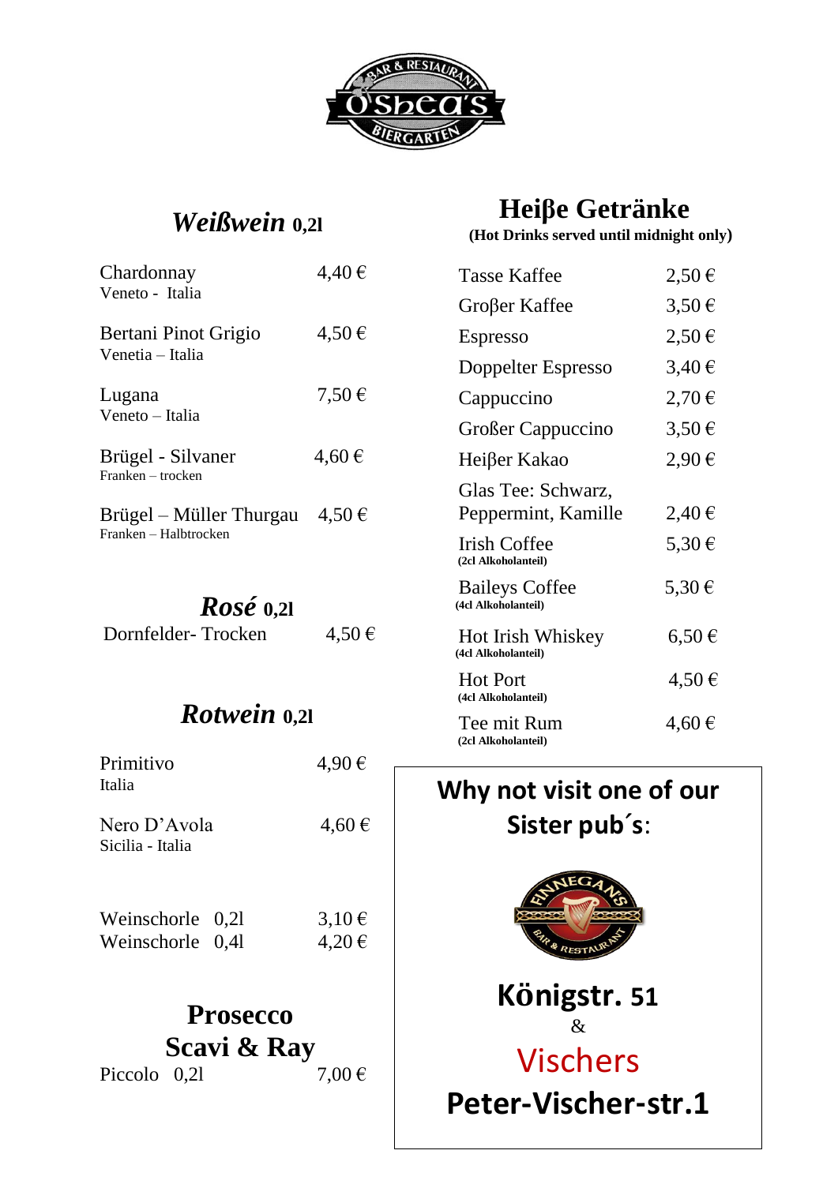O'Shea's Bar & Restaurant Biergarten

## *Weißwein* 0,2l

| | |
|---|---|
| Chardonnay<br>Veneto - Italia | 4,40 € |
| Bertani Pinot Grigio<br>Venetia – Italia | 4,50 € |
| Lugana<br>Veneto – Italia | 7,50 € |
| Brügel - Silvaner<br>Franken – trocken | 4,60 € |
| Brügel – Müller Thurgau<br>Franken – Halbtrocken | 4,50 € |

## *Rosé* 0,2l

| | |
|---|---|
| Dornfelder- Trocken | 4,50 € |

## *Rotwein* 0,2l

| | |
|---|---|
| Primitivo<br>Italia | 4,90 € |
| Nero D'Avola<br>Sicilia - Italia | 4,60 € |
| Weinschorle 0,2l | 3,10 € |
| Weinschorle 0,4l | 4,20 € |

## Prosecco Scavi & Ray

| | |
|---|---|
| Piccolo 0,2l | 7,00 € |

## Heiβe Getränke

**(Hot Drinks served until midnight only)**

| | |
|---|---|
| Tasse Kaffee | 2,50 € |
| Groβer Kaffee | 3,50 € |
| Espresso | 2,50 € |
| Doppelter Espresso | 3,40 € |
| Cappuccino | 2,70 € |
| Großer Cappuccino | 3,50 € |
| Heiβer Kakao | 2,90 € |
| Glas Tee: Schwarz, Peppermint, Kamille | 2,40 € |
| Irish Coffee<br>(2cl Alkoholanteil) | 5,30 € |
| Baileys Coffee<br>(4cl Alkoholanteil) | 5,30 € |
| Hot Irish Whiskey<br>(4cl Alkoholanteil) | 6,50 € |
| Hot Port<br>(4cl Alkoholanteil) | 4,50 € |
| Tee mit Rum<br>(2cl Alkoholanteil) | 4,60 € |

**Why not visit one of our Sister pub´s:**

Finnegan's Bar & Restaurant

**Königstr. 51**

&

Vischers

**Peter-Vischer-str.1**